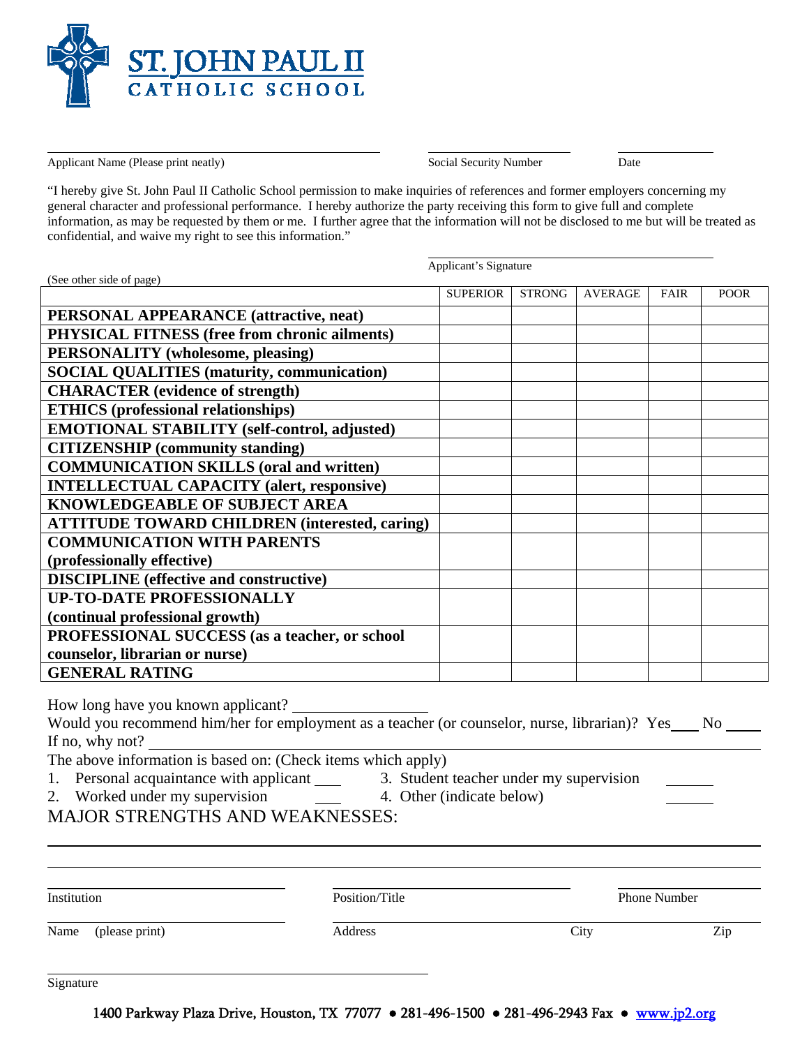# ST. JOHN PAUL II CATHOLIC SCHOOL

______________________________ Applicant Name (Please print neatly)

______________________________ Social Security Number

______________________________ Date

"I hereby give St. John Paul II Catholic School permission to make inquiries of references and former employers concerning my general character and professional performance. I hereby authorize the party receiving this form to give full and complete information, as may be requested by them or me. I further agree that the information will not be disclosed to me but will be treated as confidential, and waive my right to see this information."

______________________________ Applicant's Signature

(See other side of page)

| | SUPERIOR | STRONG | AVERAGE | FAIR | POOR |
|---|---|---|---|---|---|
| **PERSONAL APPEARANCE (attractive, neat)** | | | | | |
| **PHYSICAL FITNESS (free from chronic ailments)** | | | | | |
| **PERSONALITY (wholesome, pleasing)** | | | | | |
| **SOCIAL QUALITIES (maturity, communication)** | | | | | |
| **CHARACTER (evidence of strength)** | | | | | |
| **ETHICS (professional relationships)** | | | | | |
| **EMOTIONAL STABILITY (self-control, adjusted)** | | | | | |
| **CITIZENSHIP (community standing)** | | | | | |
| **COMMUNICATION SKILLS (oral and written)** | | | | | |
| **INTELLECTUAL CAPACITY (alert, responsive)** | | | | | |
| **KNOWLEDGEABLE OF SUBJECT AREA** | | | | | |
| **ATTITUDE TOWARD CHILDREN (interested, caring)** | | | | | |
| **COMMUNICATION WITH PARENTS (professionally effective)** | | | | | |
| **DISCIPLINE (effective and constructive)** | | | | | |
| **UP-TO-DATE PROFESSIONALLY (continual professional growth)** | | | | | |
| **PROFESSIONAL SUCCESS (as a teacher, or school counselor, librarian or nurse)** | | | | | |
| **GENERAL RATING** | | | | | |

How long have you known applicant? ______________

Would you recommend him/her for employment as a teacher (or counselor, nurse, librarian)? Yes____ No ____

If no, why not? ______________________________

The above information is based on: (Check items which apply)

1. Personal acquaintance with applicant ____
2. Worked under my supervision ____
3. Student teacher under my supervision ____
4. Other (indicate below) ____

MAJOR STRENGTHS AND WEAKNESSES:

______________________________

______________________________

______________________________ Institution

______________________________ Position/Title

______________________________ Phone Number

______________________________ Name (please print)

______________________________ Address

______________________________ City

______________________________ Zip

______________________________ Signature

1400 Parkway Plaza Drive, Houston, TX 77077 • 281-496-1500 • 281-496-2943 Fax • www.jp2.org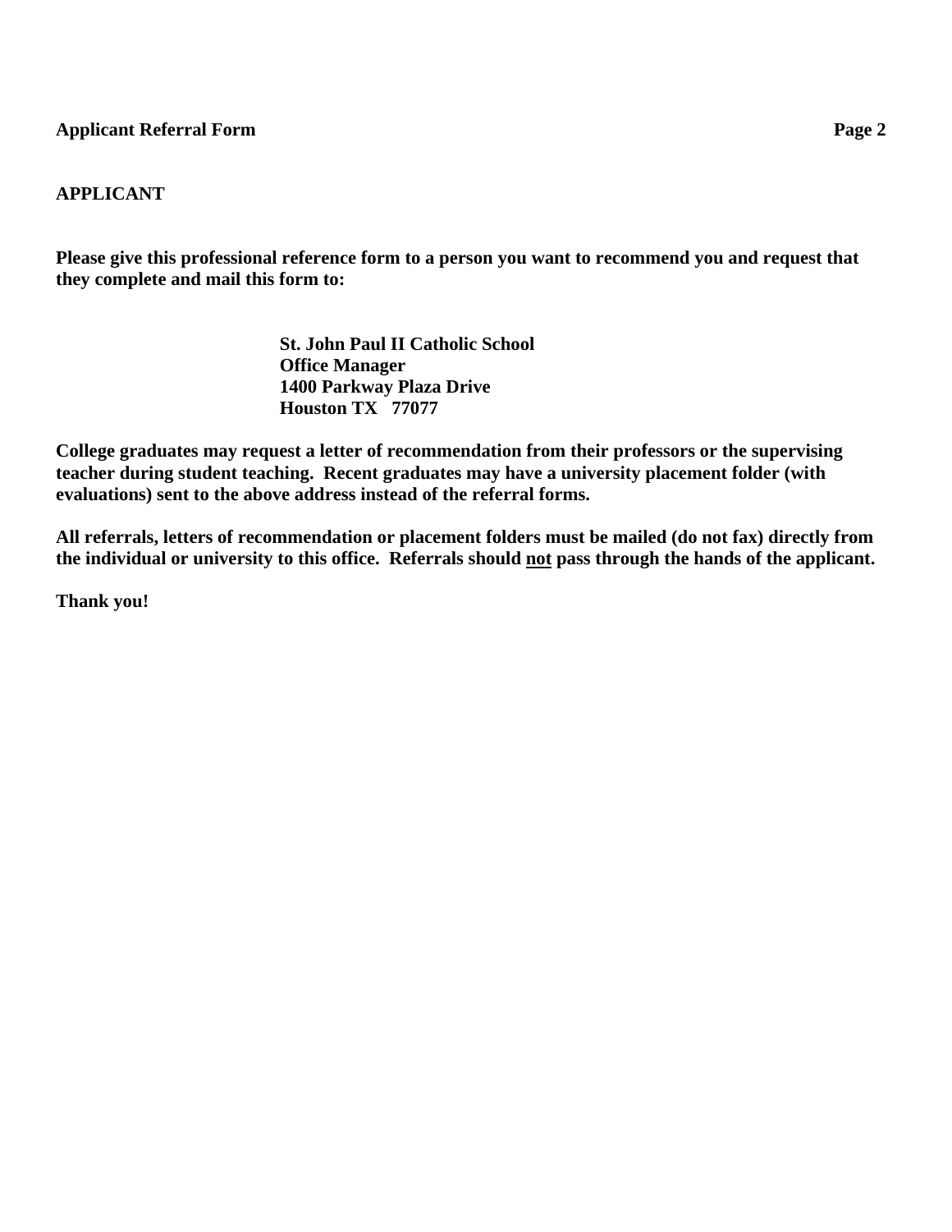## APPLICANT

**Please give this professional reference form to a person you want to recommend you and request that they complete and mail this form to:**

**St. John Paul II Catholic School**
**Office Manager**
**1400 Parkway Plaza Drive**
**Houston TX 77077**

**College graduates may request a letter of recommendation from their professors or the supervising teacher during student teaching. Recent graduates may have a university placement folder (with evaluations) sent to the above address instead of the referral forms.**

**All referrals, letters of recommendation or placement folders must be mailed (do not fax) directly from the individual or university to this office. Referrals should <u>not</u> pass through the hands of the applicant.**

**Thank you!**